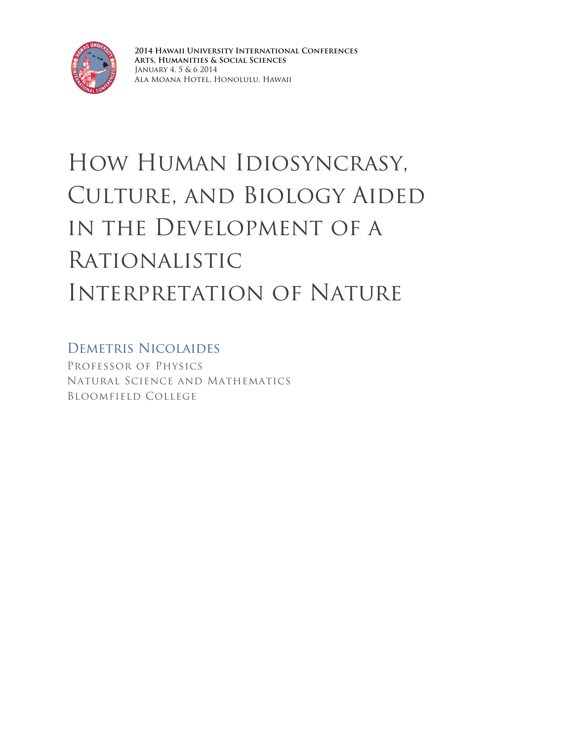**2014 Hawaii University International Conferences**
**Arts, Humanities & Social Sciences**
January 4, 5 & 6 2014
Ala Moana Hotel, Honolulu, Hawaii

# How Human Idiosyncrasy, Culture, and Biology Aided in the Development of a Rationalistic Interpretation of Nature

Demetris Nicolaides
Professor of Physics
Natural Science and Mathematics
Bloomfield College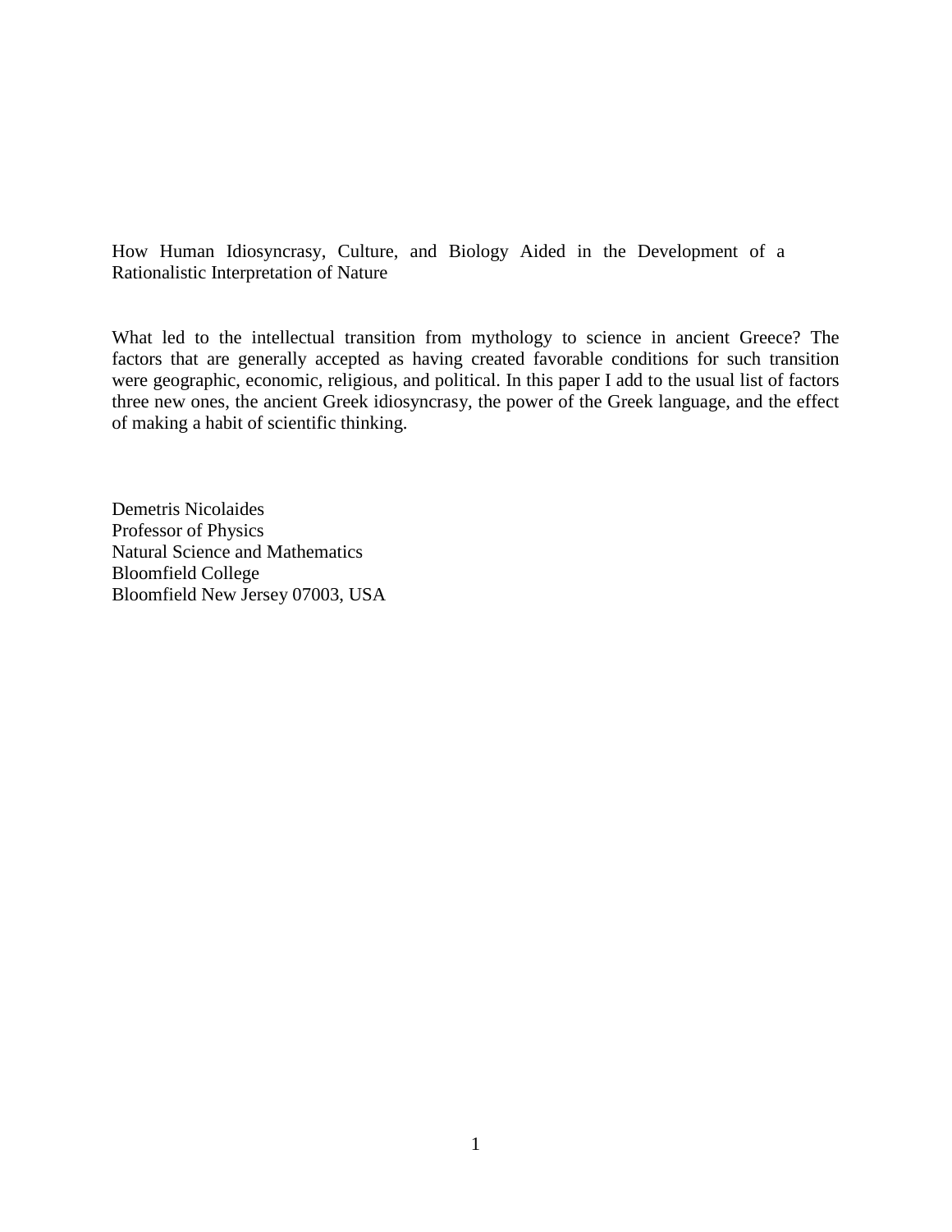How Human Idiosyncrasy, Culture, and Biology Aided in the Development of a Rationalistic Interpretation of Nature

What led to the intellectual transition from mythology to science in ancient Greece? The factors that are generally accepted as having created favorable conditions for such transition were geographic, economic, religious, and political. In this paper I add to the usual list of factors three new ones, the ancient Greek idiosyncrasy, the power of the Greek language, and the effect of making a habit of scientific thinking.

Demetris Nicolaides
Professor of Physics
Natural Science and Mathematics
Bloomfield College
Bloomfield New Jersey 07003, USA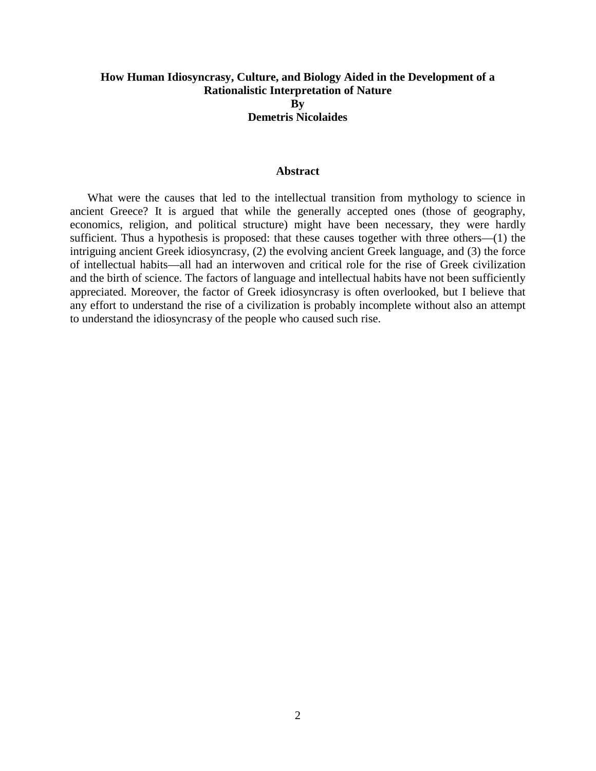# How Human Idiosyncrasy, Culture, and Biology Aided in the Development of a Rationalistic Interpretation of Nature

**By**

**Demetris Nicolaides**

## Abstract

What were the causes that led to the intellectual transition from mythology to science in ancient Greece? It is argued that while the generally accepted ones (those of geography, economics, religion, and political structure) might have been necessary, they were hardly sufficient. Thus a hypothesis is proposed: that these causes together with three others—(1) the intriguing ancient Greek idiosyncrasy, (2) the evolving ancient Greek language, and (3) the force of intellectual habits—all had an interwoven and critical role for the rise of Greek civilization and the birth of science. The factors of language and intellectual habits have not been sufficiently appreciated. Moreover, the factor of Greek idiosyncrasy is often overlooked, but I believe that any effort to understand the rise of a civilization is probably incomplete without also an attempt to understand the idiosyncrasy of the people who caused such rise.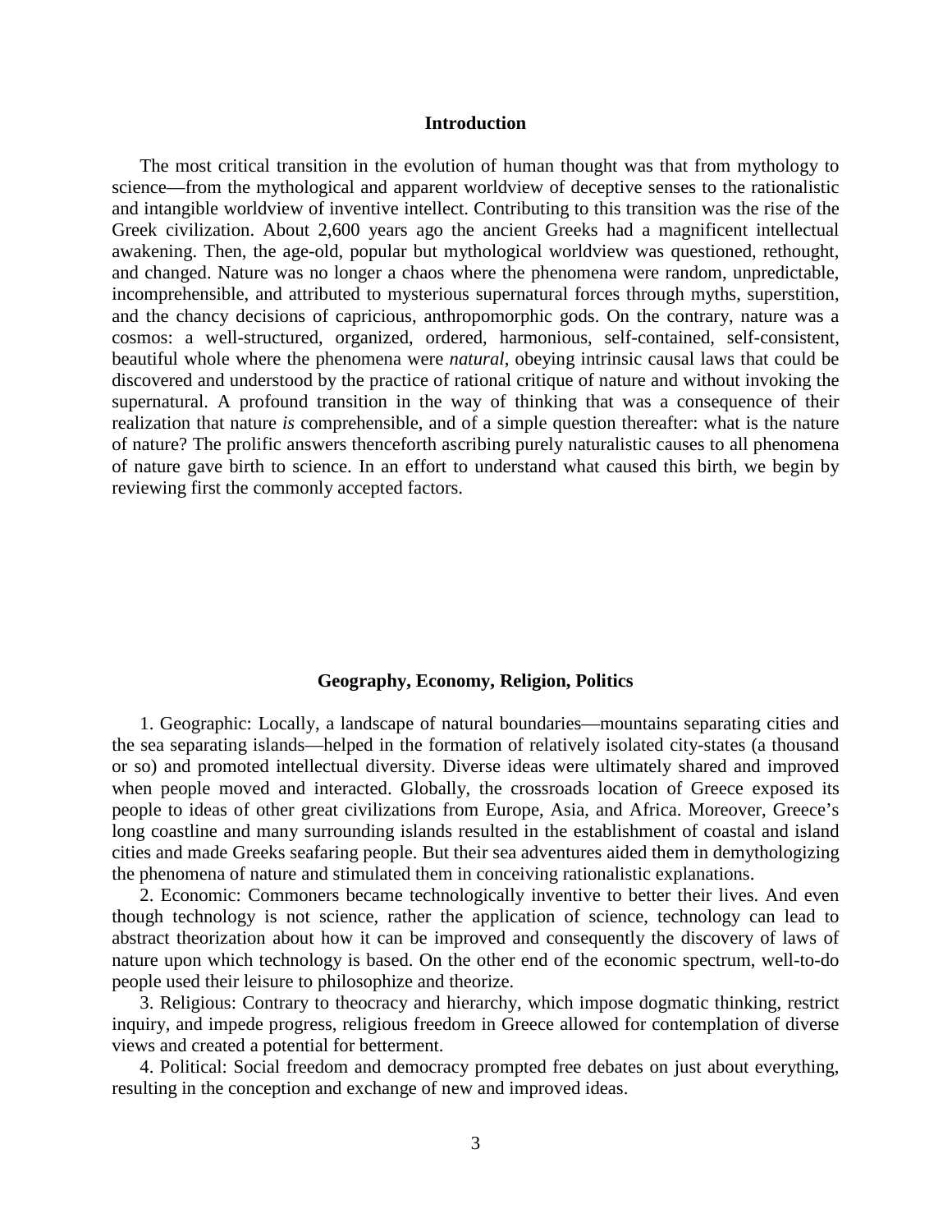## Introduction

The most critical transition in the evolution of human thought was that from mythology to science—from the mythological and apparent worldview of deceptive senses to the rationalistic and intangible worldview of inventive intellect. Contributing to this transition was the rise of the Greek civilization. About 2,600 years ago the ancient Greeks had a magnificent intellectual awakening. Then, the age-old, popular but mythological worldview was questioned, rethought, and changed. Nature was no longer a chaos where the phenomena were random, unpredictable, incomprehensible, and attributed to mysterious supernatural forces through myths, superstition, and the chancy decisions of capricious, anthropomorphic gods. On the contrary, nature was a cosmos: a well-structured, organized, ordered, harmonious, self-contained, self-consistent, beautiful whole where the phenomena were *natural*, obeying intrinsic causal laws that could be discovered and understood by the practice of rational critique of nature and without invoking the supernatural. A profound transition in the way of thinking that was a consequence of their realization that nature *is* comprehensible, and of a simple question thereafter: what is the nature of nature? The prolific answers thenceforth ascribing purely naturalistic causes to all phenomena of nature gave birth to science. In an effort to understand what caused this birth, we begin by reviewing first the commonly accepted factors.

## Geography, Economy, Religion, Politics

1. Geographic: Locally, a landscape of natural boundaries—mountains separating cities and the sea separating islands—helped in the formation of relatively isolated city-states (a thousand or so) and promoted intellectual diversity. Diverse ideas were ultimately shared and improved when people moved and interacted. Globally, the crossroads location of Greece exposed its people to ideas of other great civilizations from Europe, Asia, and Africa. Moreover, Greece's long coastline and many surrounding islands resulted in the establishment of coastal and island cities and made Greeks seafaring people. But their sea adventures aided them in demythologizing the phenomena of nature and stimulated them in conceiving rationalistic explanations.

2. Economic: Commoners became technologically inventive to better their lives. And even though technology is not science, rather the application of science, technology can lead to abstract theorization about how it can be improved and consequently the discovery of laws of nature upon which technology is based. On the other end of the economic spectrum, well-to-do people used their leisure to philosophize and theorize.

3. Religious: Contrary to theocracy and hierarchy, which impose dogmatic thinking, restrict inquiry, and impede progress, religious freedom in Greece allowed for contemplation of diverse views and created a potential for betterment.

4. Political: Social freedom and democracy prompted free debates on just about everything, resulting in the conception and exchange of new and improved ideas.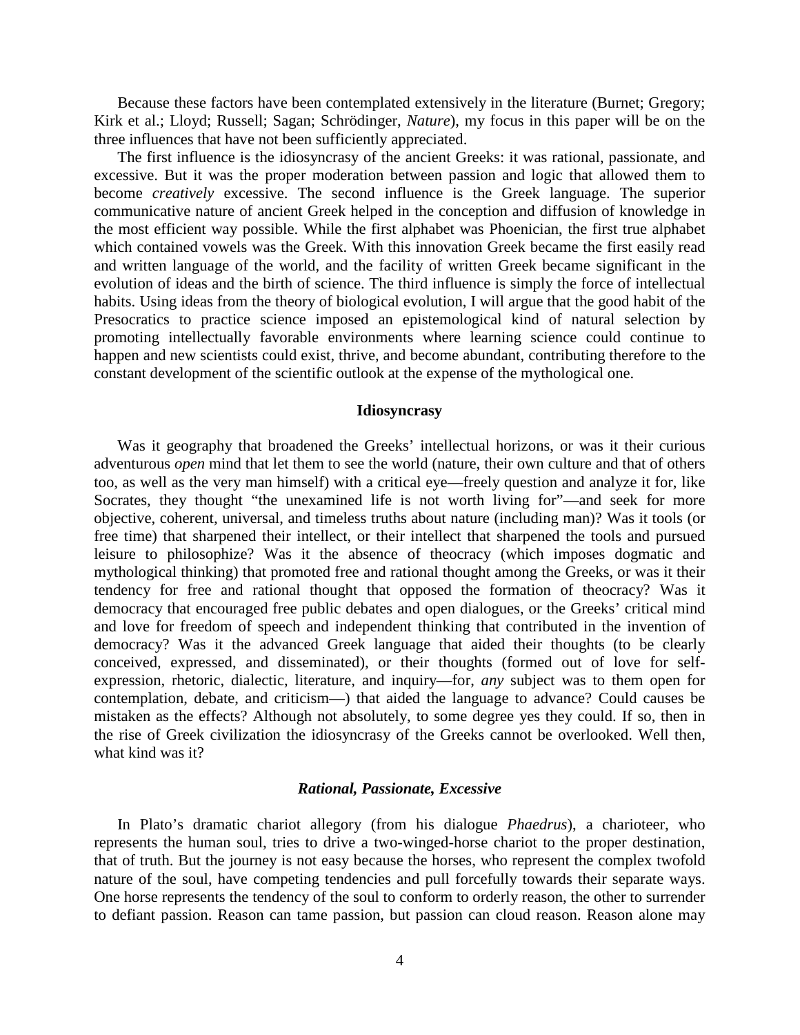Because these factors have been contemplated extensively in the literature (Burnet; Gregory; Kirk et al.; Lloyd; Russell; Sagan; Schrödinger, *Nature*), my focus in this paper will be on the three influences that have not been sufficiently appreciated.

The first influence is the idiosyncrasy of the ancient Greeks: it was rational, passionate, and excessive. But it was the proper moderation between passion and logic that allowed them to become *creatively* excessive. The second influence is the Greek language. The superior communicative nature of ancient Greek helped in the conception and diffusion of knowledge in the most efficient way possible. While the first alphabet was Phoenician, the first true alphabet which contained vowels was the Greek. With this innovation Greek became the first easily read and written language of the world, and the facility of written Greek became significant in the evolution of ideas and the birth of science. The third influence is simply the force of intellectual habits. Using ideas from the theory of biological evolution, I will argue that the good habit of the Presocratics to practice science imposed an epistemological kind of natural selection by promoting intellectually favorable environments where learning science could continue to happen and new scientists could exist, thrive, and become abundant, contributing therefore to the constant development of the scientific outlook at the expense of the mythological one.

## Idiosyncrasy

Was it geography that broadened the Greeks' intellectual horizons, or was it their curious adventurous *open* mind that let them to see the world (nature, their own culture and that of others too, as well as the very man himself) with a critical eye—freely question and analyze it for, like Socrates, they thought "the unexamined life is not worth living for"—and seek for more objective, coherent, universal, and timeless truths about nature (including man)? Was it tools (or free time) that sharpened their intellect, or their intellect that sharpened the tools and pursued leisure to philosophize? Was it the absence of theocracy (which imposes dogmatic and mythological thinking) that promoted free and rational thought among the Greeks, or was it their tendency for free and rational thought that opposed the formation of theocracy? Was it democracy that encouraged free public debates and open dialogues, or the Greeks' critical mind and love for freedom of speech and independent thinking that contributed in the invention of democracy? Was it the advanced Greek language that aided their thoughts (to be clearly conceived, expressed, and disseminated), or their thoughts (formed out of love for self-expression, rhetoric, dialectic, literature, and inquiry—for, *any* subject was to them open for contemplation, debate, and criticism—) that aided the language to advance? Could causes be mistaken as the effects? Although not absolutely, to some degree yes they could. If so, then in the rise of Greek civilization the idiosyncrasy of the Greeks cannot be overlooked. Well then, what kind was it?

### *Rational, Passionate, Excessive*

In Plato's dramatic chariot allegory (from his dialogue *Phaedrus*), a charioteer, who represents the human soul, tries to drive a two-winged-horse chariot to the proper destination, that of truth. But the journey is not easy because the horses, who represent the complex twofold nature of the soul, have competing tendencies and pull forcefully towards their separate ways. One horse represents the tendency of the soul to conform to orderly reason, the other to surrender to defiant passion. Reason can tame passion, but passion can cloud reason. Reason alone may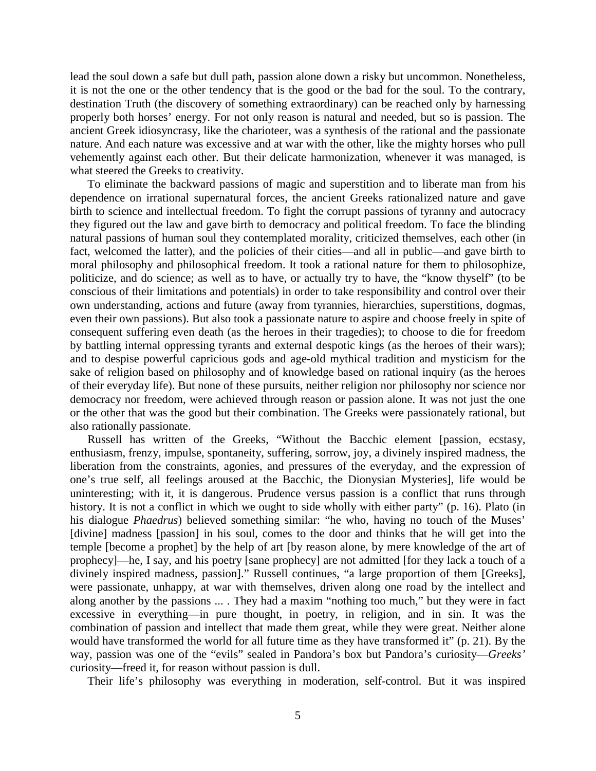lead the soul down a safe but dull path, passion alone down a risky but uncommon. Nonetheless, it is not the one or the other tendency that is the good or the bad for the soul. To the contrary, destination Truth (the discovery of something extraordinary) can be reached only by harnessing properly both horses' energy. For not only reason is natural and needed, but so is passion. The ancient Greek idiosyncrasy, like the charioteer, was a synthesis of the rational and the passionate nature. And each nature was excessive and at war with the other, like the mighty horses who pull vehemently against each other. But their delicate harmonization, whenever it was managed, is what steered the Greeks to creativity.

To eliminate the backward passions of magic and superstition and to liberate man from his dependence on irrational supernatural forces, the ancient Greeks rationalized nature and gave birth to science and intellectual freedom. To fight the corrupt passions of tyranny and autocracy they figured out the law and gave birth to democracy and political freedom. To face the blinding natural passions of human soul they contemplated morality, criticized themselves, each other (in fact, welcomed the latter), and the policies of their cities—and all in public—and gave birth to moral philosophy and philosophical freedom. It took a rational nature for them to philosophize, politicize, and do science; as well as to have, or actually try to have, the "know thyself" (to be conscious of their limitations and potentials) in order to take responsibility and control over their own understanding, actions and future (away from tyrannies, hierarchies, superstitions, dogmas, even their own passions). But also took a passionate nature to aspire and choose freely in spite of consequent suffering even death (as the heroes in their tragedies); to choose to die for freedom by battling internal oppressing tyrants and external despotic kings (as the heroes of their wars); and to despise powerful capricious gods and age-old mythical tradition and mysticism for the sake of religion based on philosophy and of knowledge based on rational inquiry (as the heroes of their everyday life). But none of these pursuits, neither religion nor philosophy nor science nor democracy nor freedom, were achieved through reason or passion alone. It was not just the one or the other that was the good but their combination. The Greeks were passionately rational, but also rationally passionate.

Russell has written of the Greeks, "Without the Bacchic element [passion, ecstasy, enthusiasm, frenzy, impulse, spontaneity, suffering, sorrow, joy, a divinely inspired madness, the liberation from the constraints, agonies, and pressures of the everyday, and the expression of one's true self, all feelings aroused at the Bacchic, the Dionysian Mysteries], life would be uninteresting; with it, it is dangerous. Prudence versus passion is a conflict that runs through history. It is not a conflict in which we ought to side wholly with either party" (p. 16). Plato (in his dialogue *Phaedrus*) believed something similar: "he who, having no touch of the Muses' [divine] madness [passion] in his soul, comes to the door and thinks that he will get into the temple [become a prophet] by the help of art [by reason alone, by mere knowledge of the art of prophecy]—he, I say, and his poetry [sane prophecy] are not admitted [for they lack a touch of a divinely inspired madness, passion]." Russell continues, "a large proportion of them [Greeks], were passionate, unhappy, at war with themselves, driven along one road by the intellect and along another by the passions ... . They had a maxim "nothing too much," but they were in fact excessive in everything—in pure thought, in poetry, in religion, and in sin. It was the combination of passion and intellect that made them great, while they were great. Neither alone would have transformed the world for all future time as they have transformed it" (p. 21). By the way, passion was one of the "evils" sealed in Pandora's box but Pandora's curiosity—*Greeks'* curiosity—freed it, for reason without passion is dull.

Their life's philosophy was everything in moderation, self-control. But it was inspired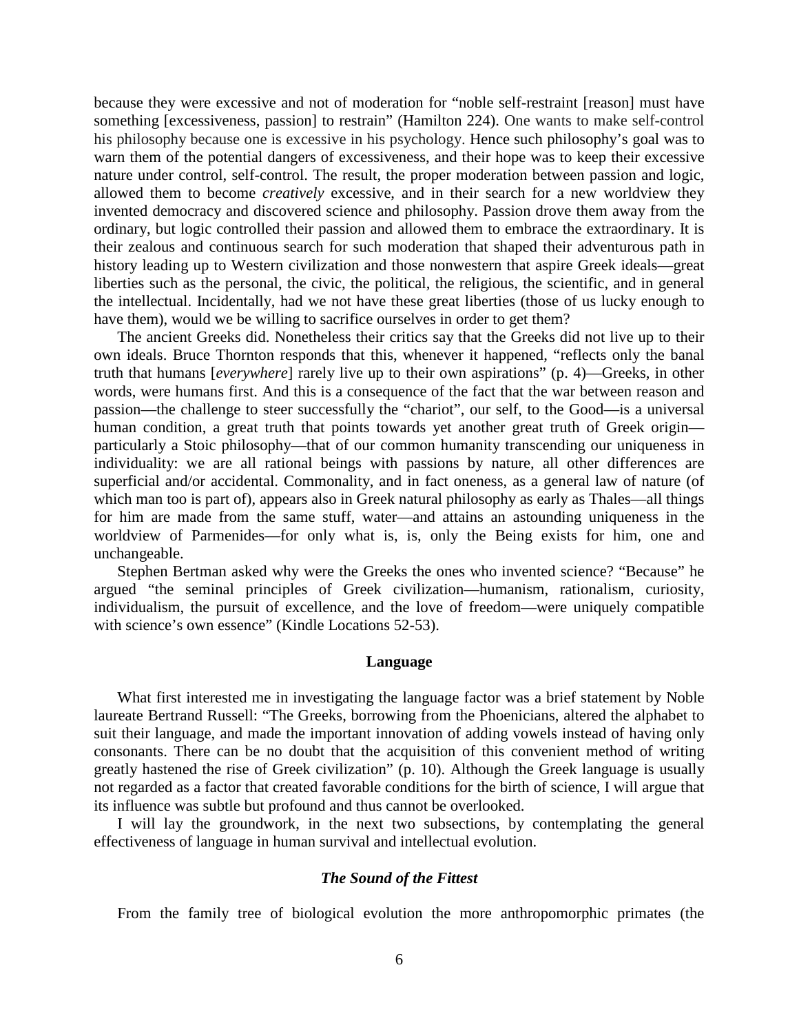because they were excessive and not of moderation for "noble self-restraint [reason] must have something [excessiveness, passion] to restrain" (Hamilton 224). One wants to make self-control his philosophy because one is excessive in his psychology. Hence such philosophy's goal was to warn them of the potential dangers of excessiveness, and their hope was to keep their excessive nature under control, self-control. The result, the proper moderation between passion and logic, allowed them to become *creatively* excessive, and in their search for a new worldview they invented democracy and discovered science and philosophy. Passion drove them away from the ordinary, but logic controlled their passion and allowed them to embrace the extraordinary. It is their zealous and continuous search for such moderation that shaped their adventurous path in history leading up to Western civilization and those nonwestern that aspire Greek ideals—great liberties such as the personal, the civic, the political, the religious, the scientific, and in general the intellectual. Incidentally, had we not have these great liberties (those of us lucky enough to have them), would we be willing to sacrifice ourselves in order to get them?

The ancient Greeks did. Nonetheless their critics say that the Greeks did not live up to their own ideals. Bruce Thornton responds that this, whenever it happened, "reflects only the banal truth that humans [*everywhere*] rarely live up to their own aspirations" (p. 4)—Greeks, in other words, were humans first. And this is a consequence of the fact that the war between reason and passion—the challenge to steer successfully the "chariot", our self, to the Good—is a universal human condition, a great truth that points towards yet another great truth of Greek origin—particularly a Stoic philosophy—that of our common humanity transcending our uniqueness in individuality: we are all rational beings with passions by nature, all other differences are superficial and/or accidental. Commonality, and in fact oneness, as a general law of nature (of which man too is part of), appears also in Greek natural philosophy as early as Thales—all things for him are made from the same stuff, water—and attains an astounding uniqueness in the worldview of Parmenides—for only what is, is, only the Being exists for him, one and unchangeable.

Stephen Bertman asked why were the Greeks the ones who invented science? "Because" he argued "the seminal principles of Greek civilization—humanism, rationalism, curiosity, individualism, the pursuit of excellence, and the love of freedom—were uniquely compatible with science's own essence" (Kindle Locations 52-53).

## Language

What first interested me in investigating the language factor was a brief statement by Noble laureate Bertrand Russell: "The Greeks, borrowing from the Phoenicians, altered the alphabet to suit their language, and made the important innovation of adding vowels instead of having only consonants. There can be no doubt that the acquisition of this convenient method of writing greatly hastened the rise of Greek civilization" (p. 10). Although the Greek language is usually not regarded as a factor that created favorable conditions for the birth of science, I will argue that its influence was subtle but profound and thus cannot be overlooked.

I will lay the groundwork, in the next two subsections, by contemplating the general effectiveness of language in human survival and intellectual evolution.

### *The Sound of the Fittest*

From the family tree of biological evolution the more anthropomorphic primates (the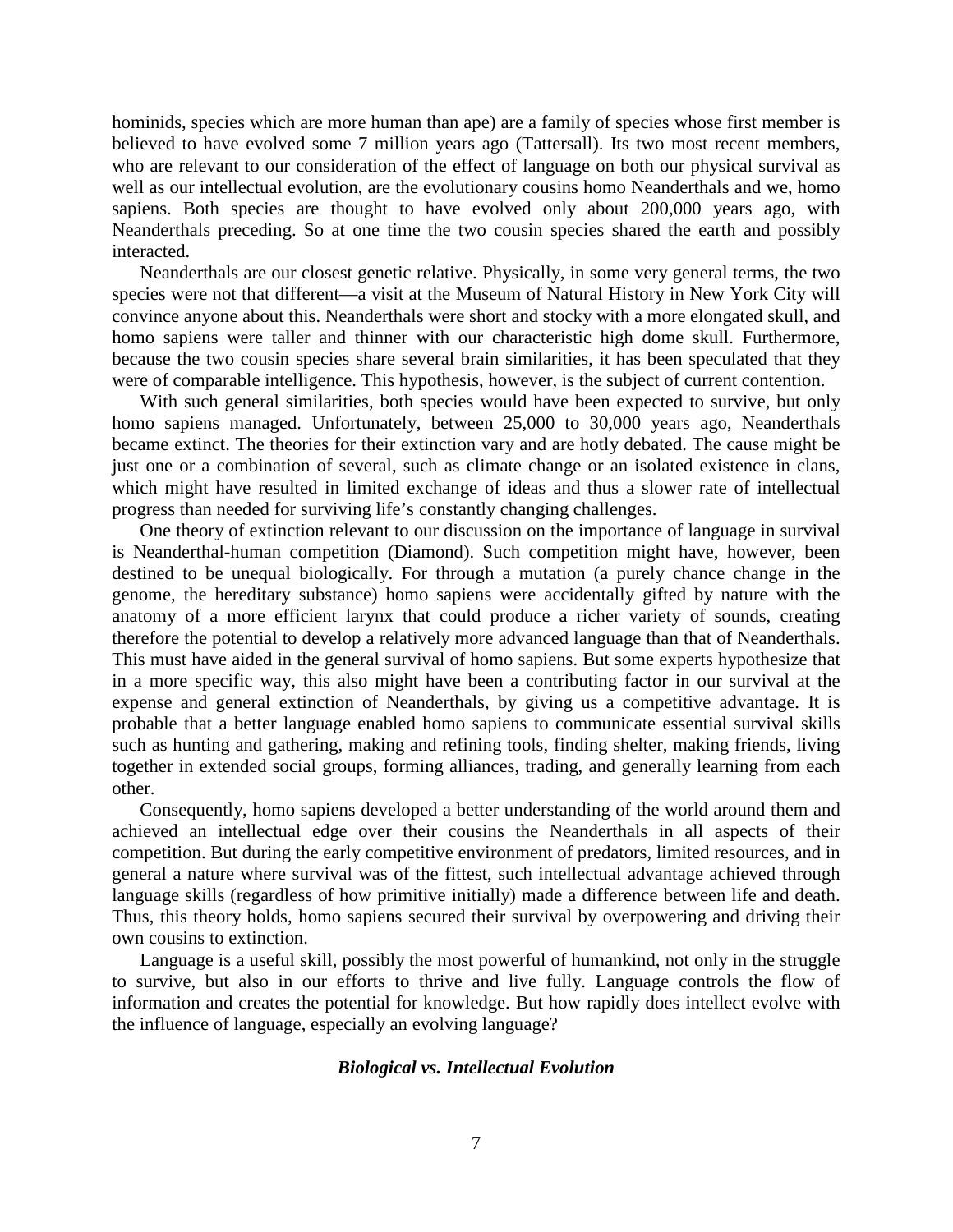hominids, species which are more human than ape) are a family of species whose first member is believed to have evolved some 7 million years ago (Tattersall). Its two most recent members, who are relevant to our consideration of the effect of language on both our physical survival as well as our intellectual evolution, are the evolutionary cousins homo Neanderthals and we, homo sapiens. Both species are thought to have evolved only about 200,000 years ago, with Neanderthals preceding. So at one time the two cousin species shared the earth and possibly interacted.

Neanderthals are our closest genetic relative. Physically, in some very general terms, the two species were not that different—a visit at the Museum of Natural History in New York City will convince anyone about this. Neanderthals were short and stocky with a more elongated skull, and homo sapiens were taller and thinner with our characteristic high dome skull. Furthermore, because the two cousin species share several brain similarities, it has been speculated that they were of comparable intelligence. This hypothesis, however, is the subject of current contention.

With such general similarities, both species would have been expected to survive, but only homo sapiens managed. Unfortunately, between 25,000 to 30,000 years ago, Neanderthals became extinct. The theories for their extinction vary and are hotly debated. The cause might be just one or a combination of several, such as climate change or an isolated existence in clans, which might have resulted in limited exchange of ideas and thus a slower rate of intellectual progress than needed for surviving life's constantly changing challenges.

One theory of extinction relevant to our discussion on the importance of language in survival is Neanderthal-human competition (Diamond). Such competition might have, however, been destined to be unequal biologically. For through a mutation (a purely chance change in the genome, the hereditary substance) homo sapiens were accidentally gifted by nature with the anatomy of a more efficient larynx that could produce a richer variety of sounds, creating therefore the potential to develop a relatively more advanced language than that of Neanderthals. This must have aided in the general survival of homo sapiens. But some experts hypothesize that in a more specific way, this also might have been a contributing factor in our survival at the expense and general extinction of Neanderthals, by giving us a competitive advantage. It is probable that a better language enabled homo sapiens to communicate essential survival skills such as hunting and gathering, making and refining tools, finding shelter, making friends, living together in extended social groups, forming alliances, trading, and generally learning from each other.

Consequently, homo sapiens developed a better understanding of the world around them and achieved an intellectual edge over their cousins the Neanderthals in all aspects of their competition. But during the early competitive environment of predators, limited resources, and in general a nature where survival was of the fittest, such intellectual advantage achieved through language skills (regardless of how primitive initially) made a difference between life and death. Thus, this theory holds, homo sapiens secured their survival by overpowering and driving their own cousins to extinction.

Language is a useful skill, possibly the most powerful of humankind, not only in the struggle to survive, but also in our efforts to thrive and live fully. Language controls the flow of information and creates the potential for knowledge. But how rapidly does intellect evolve with the influence of language, especially an evolving language?

### *Biological vs. Intellectual Evolution*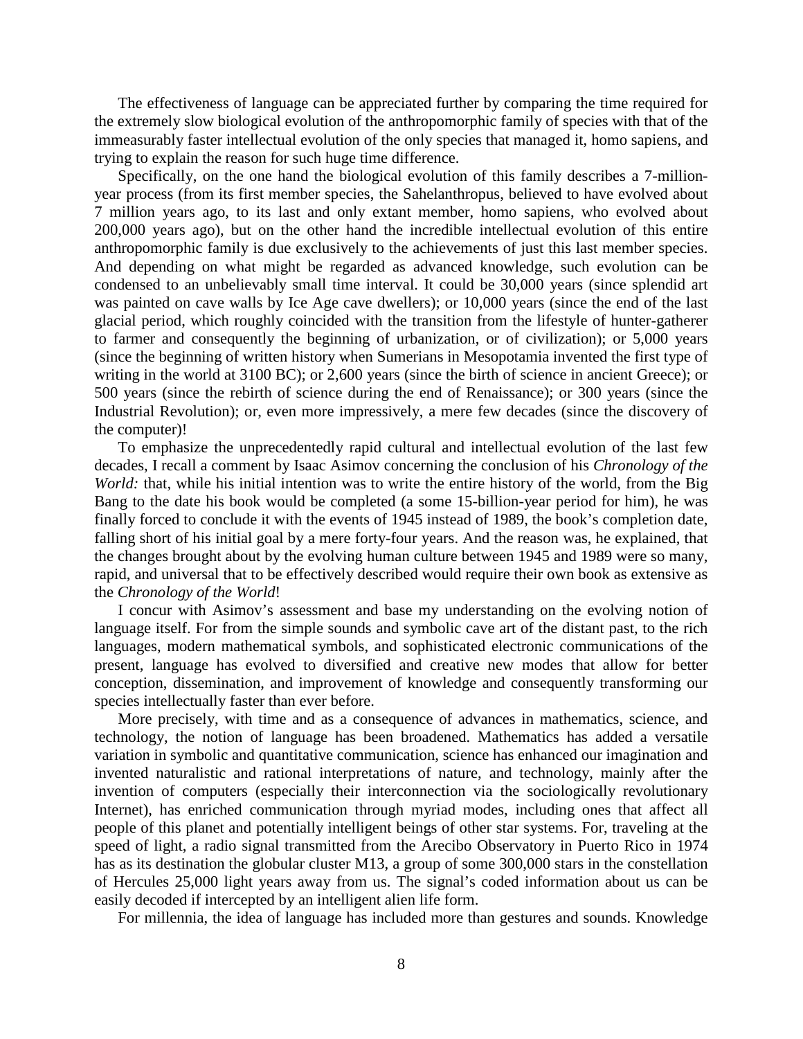The effectiveness of language can be appreciated further by comparing the time required for the extremely slow biological evolution of the anthropomorphic family of species with that of the immeasurably faster intellectual evolution of the only species that managed it, homo sapiens, and trying to explain the reason for such huge time difference.

Specifically, on the one hand the biological evolution of this family describes a 7-million-year process (from its first member species, the Sahelanthropus, believed to have evolved about 7 million years ago, to its last and only extant member, homo sapiens, who evolved about 200,000 years ago), but on the other hand the incredible intellectual evolution of this entire anthropomorphic family is due exclusively to the achievements of just this last member species. And depending on what might be regarded as advanced knowledge, such evolution can be condensed to an unbelievably small time interval. It could be 30,000 years (since splendid art was painted on cave walls by Ice Age cave dwellers); or 10,000 years (since the end of the last glacial period, which roughly coincided with the transition from the lifestyle of hunter-gatherer to farmer and consequently the beginning of urbanization, or of civilization); or 5,000 years (since the beginning of written history when Sumerians in Mesopotamia invented the first type of writing in the world at 3100 BC); or 2,600 years (since the birth of science in ancient Greece); or 500 years (since the rebirth of science during the end of Renaissance); or 300 years (since the Industrial Revolution); or, even more impressively, a mere few decades (since the discovery of the computer)!

To emphasize the unprecedentedly rapid cultural and intellectual evolution of the last few decades, I recall a comment by Isaac Asimov concerning the conclusion of his *Chronology of the World:* that, while his initial intention was to write the entire history of the world, from the Big Bang to the date his book would be completed (a some 15-billion-year period for him), he was finally forced to conclude it with the events of 1945 instead of 1989, the book's completion date, falling short of his initial goal by a mere forty-four years. And the reason was, he explained, that the changes brought about by the evolving human culture between 1945 and 1989 were so many, rapid, and universal that to be effectively described would require their own book as extensive as the *Chronology of the World*!

I concur with Asimov's assessment and base my understanding on the evolving notion of language itself. For from the simple sounds and symbolic cave art of the distant past, to the rich languages, modern mathematical symbols, and sophisticated electronic communications of the present, language has evolved to diversified and creative new modes that allow for better conception, dissemination, and improvement of knowledge and consequently transforming our species intellectually faster than ever before.

More precisely, with time and as a consequence of advances in mathematics, science, and technology, the notion of language has been broadened. Mathematics has added a versatile variation in symbolic and quantitative communication, science has enhanced our imagination and invented naturalistic and rational interpretations of nature, and technology, mainly after the invention of computers (especially their interconnection via the sociologically revolutionary Internet), has enriched communication through myriad modes, including ones that affect all people of this planet and potentially intelligent beings of other star systems. For, traveling at the speed of light, a radio signal transmitted from the Arecibo Observatory in Puerto Rico in 1974 has as its destination the globular cluster M13, a group of some 300,000 stars in the constellation of Hercules 25,000 light years away from us. The signal's coded information about us can be easily decoded if intercepted by an intelligent alien life form.

For millennia, the idea of language has included more than gestures and sounds. Knowledge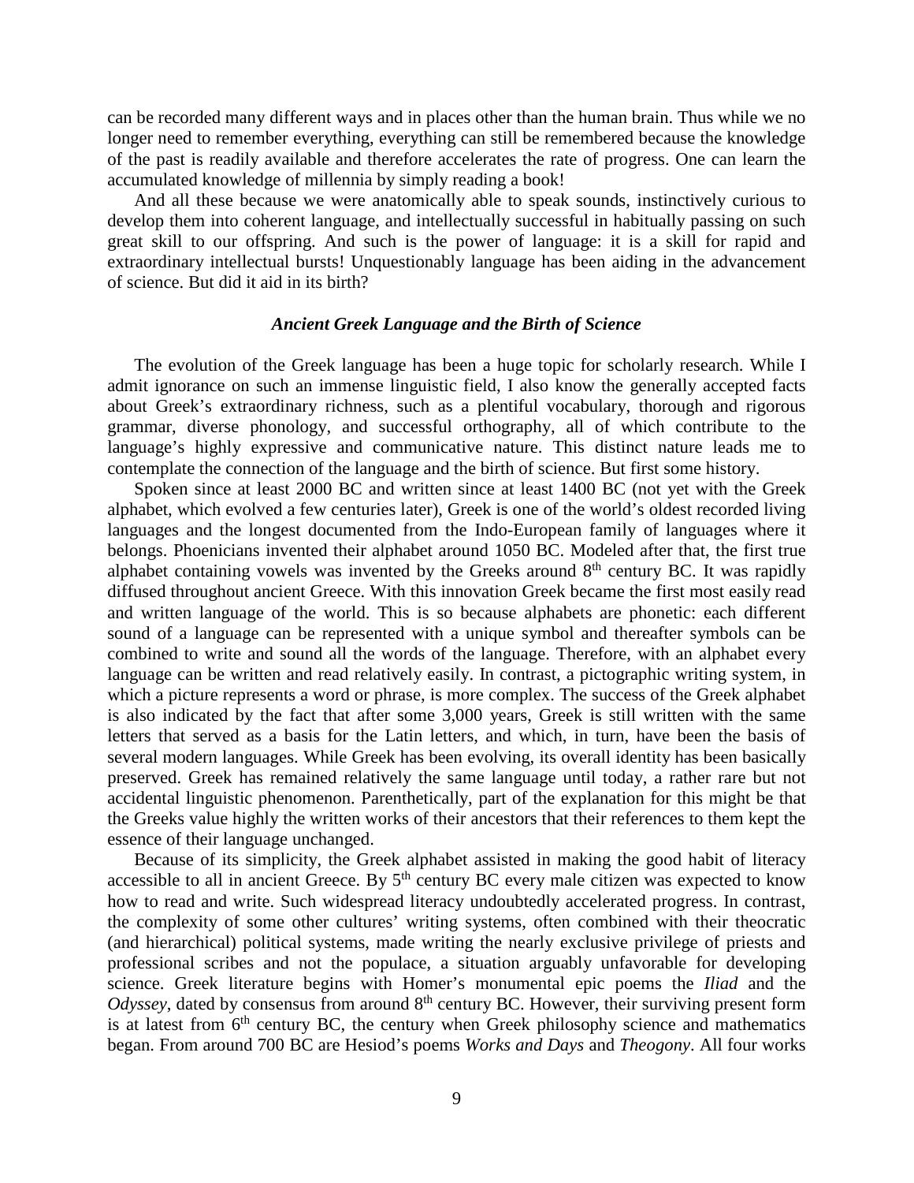can be recorded many different ways and in places other than the human brain. Thus while we no longer need to remember everything, everything can still be remembered because the knowledge of the past is readily available and therefore accelerates the rate of progress. One can learn the accumulated knowledge of millennia by simply reading a book!

And all these because we were anatomically able to speak sounds, instinctively curious to develop them into coherent language, and intellectually successful in habitually passing on such great skill to our offspring. And such is the power of language: it is a skill for rapid and extraordinary intellectual bursts! Unquestionably language has been aiding in the advancement of science. But did it aid in its birth?

### *Ancient Greek Language and the Birth of Science*

The evolution of the Greek language has been a huge topic for scholarly research. While I admit ignorance on such an immense linguistic field, I also know the generally accepted facts about Greek's extraordinary richness, such as a plentiful vocabulary, thorough and rigorous grammar, diverse phonology, and successful orthography, all of which contribute to the language's highly expressive and communicative nature. This distinct nature leads me to contemplate the connection of the language and the birth of science. But first some history.

Spoken since at least 2000 BC and written since at least 1400 BC (not yet with the Greek alphabet, which evolved a few centuries later), Greek is one of the world's oldest recorded living languages and the longest documented from the Indo-European family of languages where it belongs. Phoenicians invented their alphabet around 1050 BC. Modeled after that, the first true alphabet containing vowels was invented by the Greeks around 8th century BC. It was rapidly diffused throughout ancient Greece. With this innovation Greek became the first most easily read and written language of the world. This is so because alphabets are phonetic: each different sound of a language can be represented with a unique symbol and thereafter symbols can be combined to write and sound all the words of the language. Therefore, with an alphabet every language can be written and read relatively easily. In contrast, a pictographic writing system, in which a picture represents a word or phrase, is more complex. The success of the Greek alphabet is also indicated by the fact that after some 3,000 years, Greek is still written with the same letters that served as a basis for the Latin letters, and which, in turn, have been the basis of several modern languages. While Greek has been evolving, its overall identity has been basically preserved. Greek has remained relatively the same language until today, a rather rare but not accidental linguistic phenomenon. Parenthetically, part of the explanation for this might be that the Greeks value highly the written works of their ancestors that their references to them kept the essence of their language unchanged.

Because of its simplicity, the Greek alphabet assisted in making the good habit of literacy accessible to all in ancient Greece. By 5th century BC every male citizen was expected to know how to read and write. Such widespread literacy undoubtedly accelerated progress. In contrast, the complexity of some other cultures' writing systems, often combined with their theocratic (and hierarchical) political systems, made writing the nearly exclusive privilege of priests and professional scribes and not the populace, a situation arguably unfavorable for developing science. Greek literature begins with Homer's monumental epic poems the *Iliad* and the *Odyssey*, dated by consensus from around 8th century BC. However, their surviving present form is at latest from 6th century BC, the century when Greek philosophy science and mathematics began. From around 700 BC are Hesiod's poems *Works and Days* and *Theogony*. All four works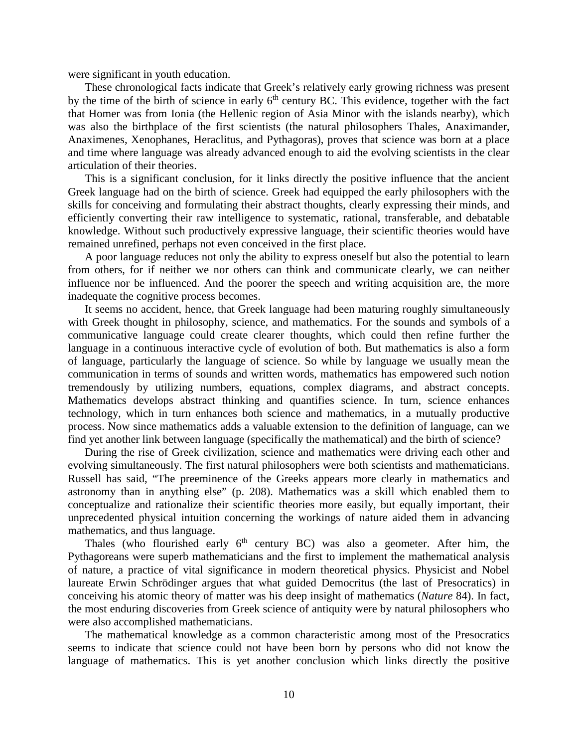were significant in youth education.

These chronological facts indicate that Greek's relatively early growing richness was present by the time of the birth of science in early 6th century BC. This evidence, together with the fact that Homer was from Ionia (the Hellenic region of Asia Minor with the islands nearby), which was also the birthplace of the first scientists (the natural philosophers Thales, Anaximander, Anaximenes, Xenophanes, Heraclitus, and Pythagoras), proves that science was born at a place and time where language was already advanced enough to aid the evolving scientists in the clear articulation of their theories.

This is a significant conclusion, for it links directly the positive influence that the ancient Greek language had on the birth of science. Greek had equipped the early philosophers with the skills for conceiving and formulating their abstract thoughts, clearly expressing their minds, and efficiently converting their raw intelligence to systematic, rational, transferable, and debatable knowledge. Without such productively expressive language, their scientific theories would have remained unrefined, perhaps not even conceived in the first place.

A poor language reduces not only the ability to express oneself but also the potential to learn from others, for if neither we nor others can think and communicate clearly, we can neither influence nor be influenced. And the poorer the speech and writing acquisition are, the more inadequate the cognitive process becomes.

It seems no accident, hence, that Greek language had been maturing roughly simultaneously with Greek thought in philosophy, science, and mathematics. For the sounds and symbols of a communicative language could create clearer thoughts, which could then refine further the language in a continuous interactive cycle of evolution of both. But mathematics is also a form of language, particularly the language of science. So while by language we usually mean the communication in terms of sounds and written words, mathematics has empowered such notion tremendously by utilizing numbers, equations, complex diagrams, and abstract concepts. Mathematics develops abstract thinking and quantifies science. In turn, science enhances technology, which in turn enhances both science and mathematics, in a mutually productive process. Now since mathematics adds a valuable extension to the definition of language, can we find yet another link between language (specifically the mathematical) and the birth of science?

During the rise of Greek civilization, science and mathematics were driving each other and evolving simultaneously. The first natural philosophers were both scientists and mathematicians. Russell has said, "The preeminence of the Greeks appears more clearly in mathematics and astronomy than in anything else" (p. 208). Mathematics was a skill which enabled them to conceptualize and rationalize their scientific theories more easily, but equally important, their unprecedented physical intuition concerning the workings of nature aided them in advancing mathematics, and thus language.

Thales (who flourished early 6th century BC) was also a geometer. After him, the Pythagoreans were superb mathematicians and the first to implement the mathematical analysis of nature, a practice of vital significance in modern theoretical physics. Physicist and Nobel laureate Erwin Schrödinger argues that what guided Democritus (the last of Presocratics) in conceiving his atomic theory of matter was his deep insight of mathematics (*Nature* 84). In fact, the most enduring discoveries from Greek science of antiquity were by natural philosophers who were also accomplished mathematicians.

The mathematical knowledge as a common characteristic among most of the Presocratics seems to indicate that science could not have been born by persons who did not know the language of mathematics. This is yet another conclusion which links directly the positive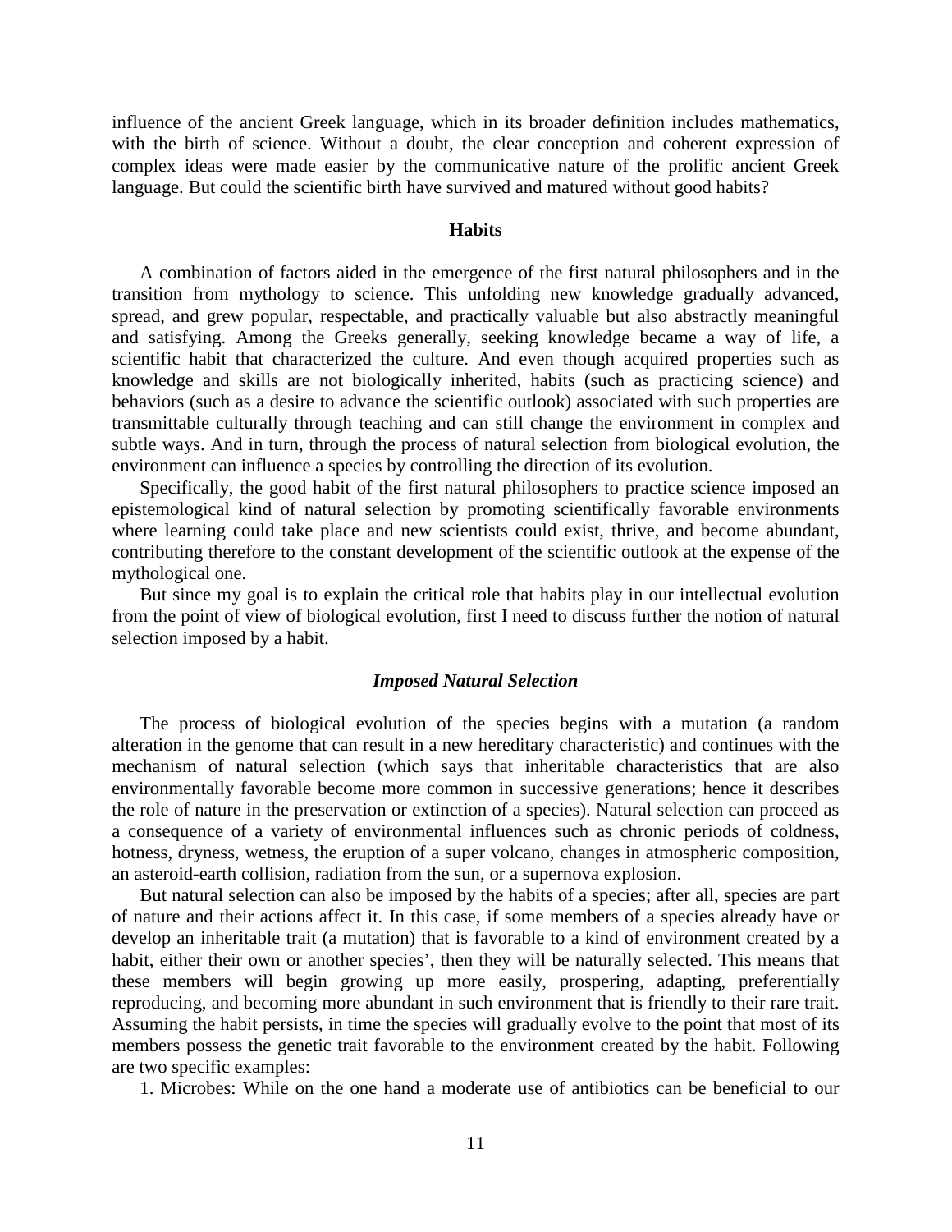influence of the ancient Greek language, which in its broader definition includes mathematics, with the birth of science. Without a doubt, the clear conception and coherent expression of complex ideas were made easier by the communicative nature of the prolific ancient Greek language. But could the scientific birth have survived and matured without good habits?

## Habits

A combination of factors aided in the emergence of the first natural philosophers and in the transition from mythology to science. This unfolding new knowledge gradually advanced, spread, and grew popular, respectable, and practically valuable but also abstractly meaningful and satisfying. Among the Greeks generally, seeking knowledge became a way of life, a scientific habit that characterized the culture. And even though acquired properties such as knowledge and skills are not biologically inherited, habits (such as practicing science) and behaviors (such as a desire to advance the scientific outlook) associated with such properties are transmittable culturally through teaching and can still change the environment in complex and subtle ways. And in turn, through the process of natural selection from biological evolution, the environment can influence a species by controlling the direction of its evolution.

Specifically, the good habit of the first natural philosophers to practice science imposed an epistemological kind of natural selection by promoting scientifically favorable environments where learning could take place and new scientists could exist, thrive, and become abundant, contributing therefore to the constant development of the scientific outlook at the expense of the mythological one.

But since my goal is to explain the critical role that habits play in our intellectual evolution from the point of view of biological evolution, first I need to discuss further the notion of natural selection imposed by a habit.

### *Imposed Natural Selection*

The process of biological evolution of the species begins with a mutation (a random alteration in the genome that can result in a new hereditary characteristic) and continues with the mechanism of natural selection (which says that inheritable characteristics that are also environmentally favorable become more common in successive generations; hence it describes the role of nature in the preservation or extinction of a species). Natural selection can proceed as a consequence of a variety of environmental influences such as chronic periods of coldness, hotness, dryness, wetness, the eruption of a super volcano, changes in atmospheric composition, an asteroid-earth collision, radiation from the sun, or a supernova explosion.

But natural selection can also be imposed by the habits of a species; after all, species are part of nature and their actions affect it. In this case, if some members of a species already have or develop an inheritable trait (a mutation) that is favorable to a kind of environment created by a habit, either their own or another species', then they will be naturally selected. This means that these members will begin growing up more easily, prospering, adapting, preferentially reproducing, and becoming more abundant in such environment that is friendly to their rare trait. Assuming the habit persists, in time the species will gradually evolve to the point that most of its members possess the genetic trait favorable to the environment created by the habit. Following are two specific examples:

1. Microbes: While on the one hand a moderate use of antibiotics can be beneficial to our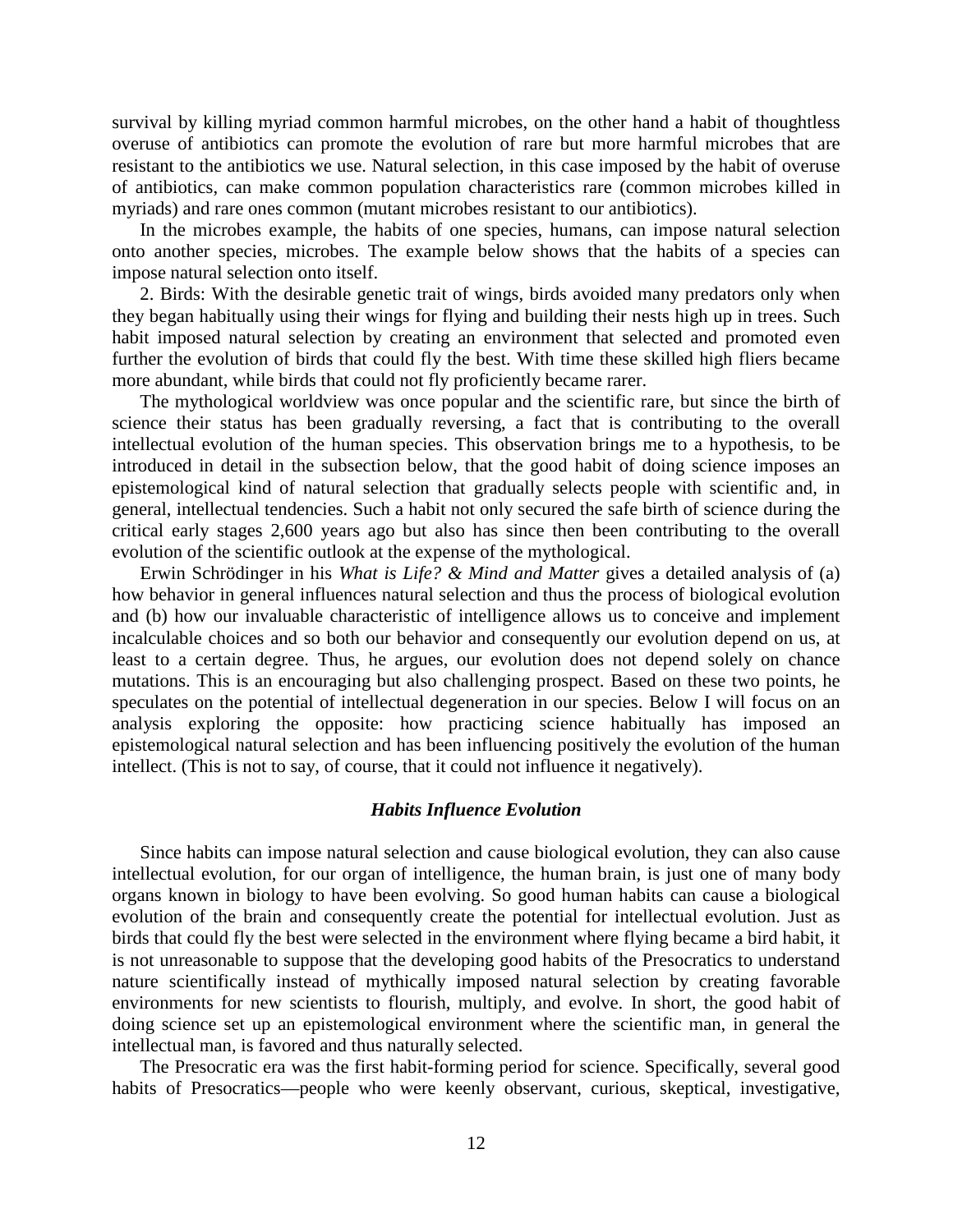survival by killing myriad common harmful microbes, on the other hand a habit of thoughtless overuse of antibiotics can promote the evolution of rare but more harmful microbes that are resistant to the antibiotics we use. Natural selection, in this case imposed by the habit of overuse of antibiotics, can make common population characteristics rare (common microbes killed in myriads) and rare ones common (mutant microbes resistant to our antibiotics).

In the microbes example, the habits of one species, humans, can impose natural selection onto another species, microbes. The example below shows that the habits of a species can impose natural selection onto itself.

2. Birds: With the desirable genetic trait of wings, birds avoided many predators only when they began habitually using their wings for flying and building their nests high up in trees. Such habit imposed natural selection by creating an environment that selected and promoted even further the evolution of birds that could fly the best. With time these skilled high fliers became more abundant, while birds that could not fly proficiently became rarer.

The mythological worldview was once popular and the scientific rare, but since the birth of science their status has been gradually reversing, a fact that is contributing to the overall intellectual evolution of the human species. This observation brings me to a hypothesis, to be introduced in detail in the subsection below, that the good habit of doing science imposes an epistemological kind of natural selection that gradually selects people with scientific and, in general, intellectual tendencies. Such a habit not only secured the safe birth of science during the critical early stages 2,600 years ago but also has since then been contributing to the overall evolution of the scientific outlook at the expense of the mythological.

Erwin Schrödinger in his *What is Life? & Mind and Matter* gives a detailed analysis of (a) how behavior in general influences natural selection and thus the process of biological evolution and (b) how our invaluable characteristic of intelligence allows us to conceive and implement incalculable choices and so both our behavior and consequently our evolution depend on us, at least to a certain degree. Thus, he argues, our evolution does not depend solely on chance mutations. This is an encouraging but also challenging prospect. Based on these two points, he speculates on the potential of intellectual degeneration in our species. Below I will focus on an analysis exploring the opposite: how practicing science habitually has imposed an epistemological natural selection and has been influencing positively the evolution of the human intellect. (This is not to say, of course, that it could not influence it negatively).

### *Habits Influence Evolution*

Since habits can impose natural selection and cause biological evolution, they can also cause intellectual evolution, for our organ of intelligence, the human brain, is just one of many body organs known in biology to have been evolving. So good human habits can cause a biological evolution of the brain and consequently create the potential for intellectual evolution. Just as birds that could fly the best were selected in the environment where flying became a bird habit, it is not unreasonable to suppose that the developing good habits of the Presocratics to understand nature scientifically instead of mythically imposed natural selection by creating favorable environments for new scientists to flourish, multiply, and evolve. In short, the good habit of doing science set up an epistemological environment where the scientific man, in general the intellectual man, is favored and thus naturally selected.

The Presocratic era was the first habit-forming period for science. Specifically, several good habits of Presocratics—people who were keenly observant, curious, skeptical, investigative,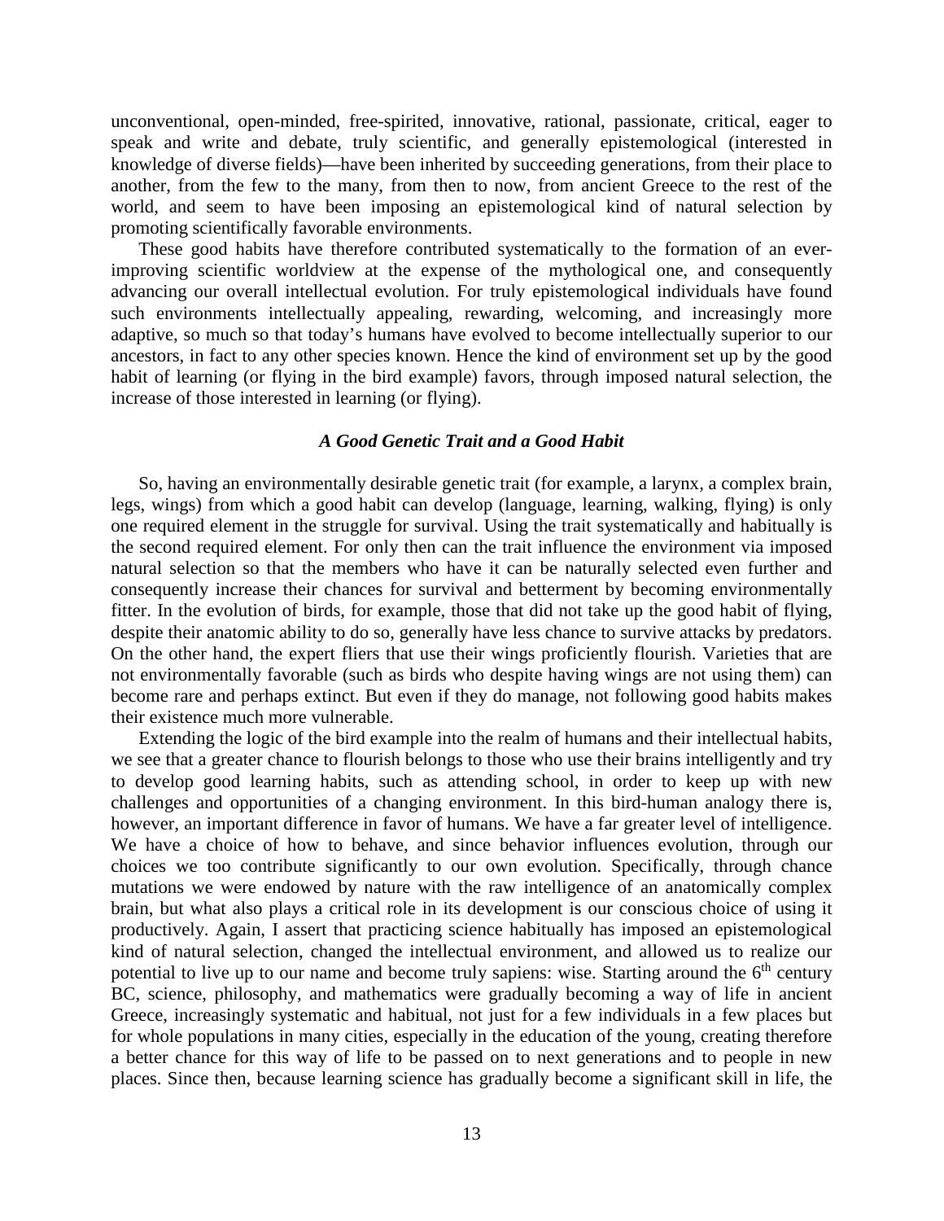unconventional, open-minded, free-spirited, innovative, rational, passionate, critical, eager to speak and write and debate, truly scientific, and generally epistemological (interested in knowledge of diverse fields)—have been inherited by succeeding generations, from their place to another, from the few to the many, from then to now, from ancient Greece to the rest of the world, and seem to have been imposing an epistemological kind of natural selection by promoting scientifically favorable environments.

These good habits have therefore contributed systematically to the formation of an ever-improving scientific worldview at the expense of the mythological one, and consequently advancing our overall intellectual evolution. For truly epistemological individuals have found such environments intellectually appealing, rewarding, welcoming, and increasingly more adaptive, so much so that today's humans have evolved to become intellectually superior to our ancestors, in fact to any other species known. Hence the kind of environment set up by the good habit of learning (or flying in the bird example) favors, through imposed natural selection, the increase of those interested in learning (or flying).

### *A Good Genetic Trait and a Good Habit*

So, having an environmentally desirable genetic trait (for example, a larynx, a complex brain, legs, wings) from which a good habit can develop (language, learning, walking, flying) is only one required element in the struggle for survival. Using the trait systematically and habitually is the second required element. For only then can the trait influence the environment via imposed natural selection so that the members who have it can be naturally selected even further and consequently increase their chances for survival and betterment by becoming environmentally fitter. In the evolution of birds, for example, those that did not take up the good habit of flying, despite their anatomic ability to do so, generally have less chance to survive attacks by predators. On the other hand, the expert fliers that use their wings proficiently flourish. Varieties that are not environmentally favorable (such as birds who despite having wings are not using them) can become rare and perhaps extinct. But even if they do manage, not following good habits makes their existence much more vulnerable.

Extending the logic of the bird example into the realm of humans and their intellectual habits, we see that a greater chance to flourish belongs to those who use their brains intelligently and try to develop good learning habits, such as attending school, in order to keep up with new challenges and opportunities of a changing environment. In this bird-human analogy there is, however, an important difference in favor of humans. We have a far greater level of intelligence. We have a choice of how to behave, and since behavior influences evolution, through our choices we too contribute significantly to our own evolution. Specifically, through chance mutations we were endowed by nature with the raw intelligence of an anatomically complex brain, but what also plays a critical role in its development is our conscious choice of using it productively. Again, I assert that practicing science habitually has imposed an epistemological kind of natural selection, changed the intellectual environment, and allowed us to realize our potential to live up to our name and become truly sapiens: wise. Starting around the 6th century BC, science, philosophy, and mathematics were gradually becoming a way of life in ancient Greece, increasingly systematic and habitual, not just for a few individuals in a few places but for whole populations in many cities, especially in the education of the young, creating therefore a better chance for this way of life to be passed on to next generations and to people in new places. Since then, because learning science has gradually become a significant skill in life, the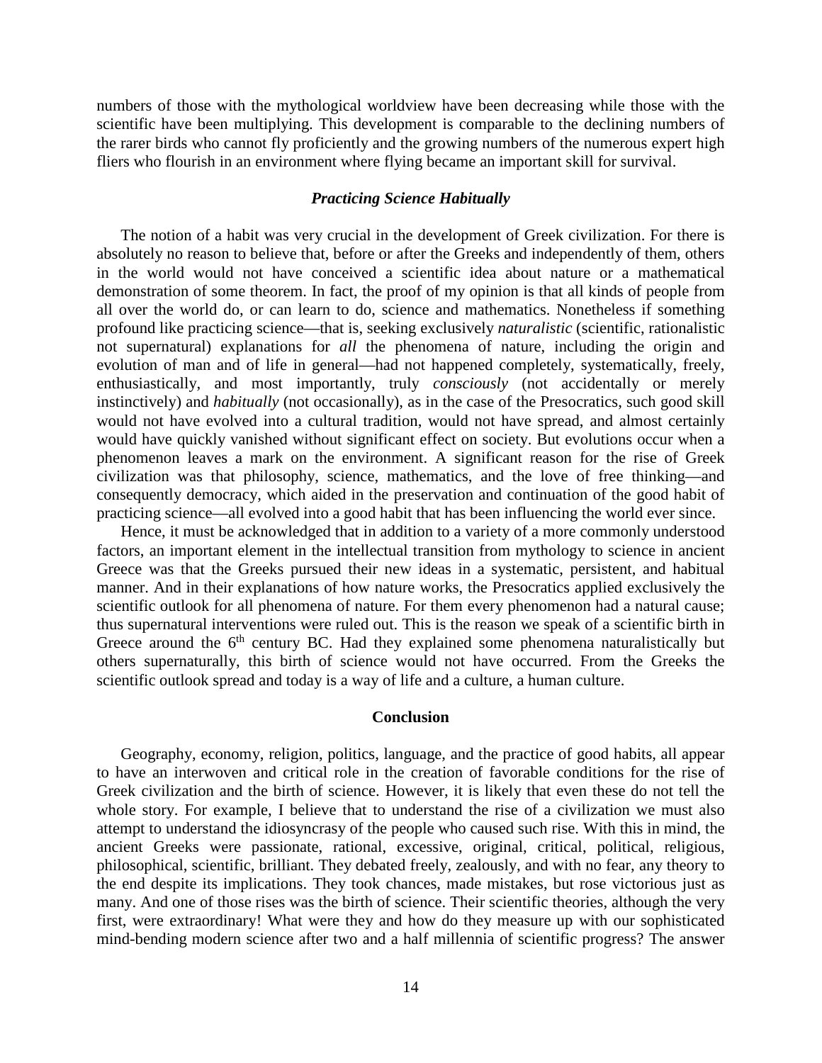numbers of those with the mythological worldview have been decreasing while those with the scientific have been multiplying. This development is comparable to the declining numbers of the rarer birds who cannot fly proficiently and the growing numbers of the numerous expert high fliers who flourish in an environment where flying became an important skill for survival.

### *Practicing Science Habitually*

The notion of a habit was very crucial in the development of Greek civilization. For there is absolutely no reason to believe that, before or after the Greeks and independently of them, others in the world would not have conceived a scientific idea about nature or a mathematical demonstration of some theorem. In fact, the proof of my opinion is that all kinds of people from all over the world do, or can learn to do, science and mathematics. Nonetheless if something profound like practicing science—that is, seeking exclusively *naturalistic* (scientific, rationalistic not supernatural) explanations for *all* the phenomena of nature, including the origin and evolution of man and of life in general—had not happened completely, systematically, freely, enthusiastically, and most importantly, truly *consciously* (not accidentally or merely instinctively) and *habitually* (not occasionally), as in the case of the Presocratics, such good skill would not have evolved into a cultural tradition, would not have spread, and almost certainly would have quickly vanished without significant effect on society. But evolutions occur when a phenomenon leaves a mark on the environment. A significant reason for the rise of Greek civilization was that philosophy, science, mathematics, and the love of free thinking—and consequently democracy, which aided in the preservation and continuation of the good habit of practicing science—all evolved into a good habit that has been influencing the world ever since.

Hence, it must be acknowledged that in addition to a variety of a more commonly understood factors, an important element in the intellectual transition from mythology to science in ancient Greece was that the Greeks pursued their new ideas in a systematic, persistent, and habitual manner. And in their explanations of how nature works, the Presocratics applied exclusively the scientific outlook for all phenomena of nature. For them every phenomenon had a natural cause; thus supernatural interventions were ruled out. This is the reason we speak of a scientific birth in Greece around the 6th century BC. Had they explained some phenomena naturalistically but others supernaturally, this birth of science would not have occurred. From the Greeks the scientific outlook spread and today is a way of life and a culture, a human culture.

### Conclusion

Geography, economy, religion, politics, language, and the practice of good habits, all appear to have an interwoven and critical role in the creation of favorable conditions for the rise of Greek civilization and the birth of science. However, it is likely that even these do not tell the whole story. For example, I believe that to understand the rise of a civilization we must also attempt to understand the idiosyncrasy of the people who caused such rise. With this in mind, the ancient Greeks were passionate, rational, excessive, original, critical, political, religious, philosophical, scientific, brilliant. They debated freely, zealously, and with no fear, any theory to the end despite its implications. They took chances, made mistakes, but rose victorious just as many. And one of those rises was the birth of science. Their scientific theories, although the very first, were extraordinary! What were they and how do they measure up with our sophisticated mind-bending modern science after two and a half millennia of scientific progress? The answer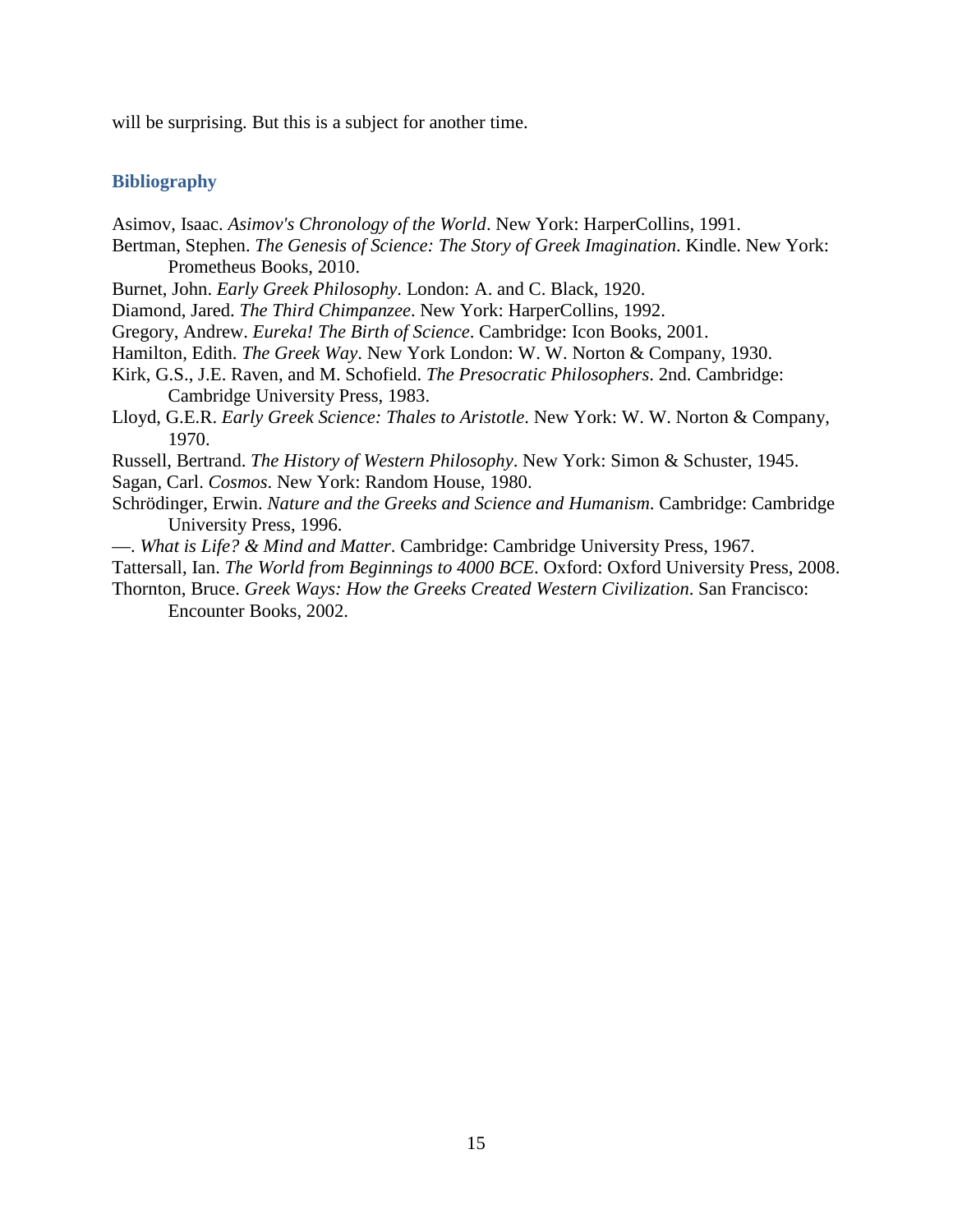will be surprising. But this is a subject for another time.

## Bibliography

Asimov, Isaac. *Asimov's Chronology of the World*. New York: HarperCollins, 1991.

Bertman, Stephen. *The Genesis of Science: The Story of Greek Imagination*. Kindle. New York: Prometheus Books, 2010.

Burnet, John. *Early Greek Philosophy*. London: A. and C. Black, 1920.

Diamond, Jared. *The Third Chimpanzee*. New York: HarperCollins, 1992.

Gregory, Andrew. *Eureka! The Birth of Science*. Cambridge: Icon Books, 2001.

Hamilton, Edith. *The Greek Way*. New York London: W. W. Norton & Company, 1930.

Kirk, G.S., J.E. Raven, and M. Schofield. *The Presocratic Philosophers*. 2nd. Cambridge: Cambridge University Press, 1983.

Lloyd, G.E.R. *Early Greek Science: Thales to Aristotle*. New York: W. W. Norton & Company, 1970.

Russell, Bertrand. *The History of Western Philosophy*. New York: Simon & Schuster, 1945.

Sagan, Carl. *Cosmos*. New York: Random House, 1980.

Schrödinger, Erwin. *Nature and the Greeks and Science and Humanism*. Cambridge: Cambridge University Press, 1996.

—. *What is Life? & Mind and Matter*. Cambridge: Cambridge University Press, 1967.

Tattersall, Ian. *The World from Beginnings to 4000 BCE*. Oxford: Oxford University Press, 2008.

Thornton, Bruce. *Greek Ways: How the Greeks Created Western Civilization*. San Francisco: Encounter Books, 2002.